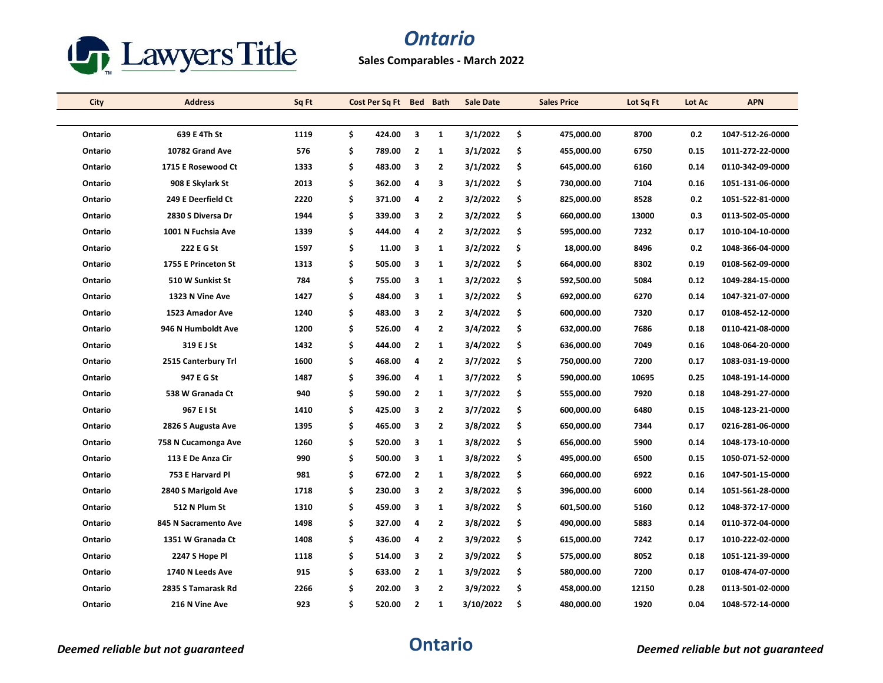# Ontario

**Sales Comparables - March 2022**

| City | Address | Sq Ft | Cost Per Sq Ft | Bed | Bath | Sale Date | Sales Price | Lot Sq Ft | Lot Ac | APN |
|---|---|---|---|---|---|---|---|---|---|---|
| Ontario | 639 E 4Th St | 1119 | $ 424.00 | 3 | 1 | 3/1/2022 | $ 475,000.00 | 8700 | 0.2 | 1047-512-26-0000 |
| Ontario | 10782 Grand Ave | 576 | $ 789.00 | 2 | 1 | 3/1/2022 | $ 455,000.00 | 6750 | 0.15 | 1011-272-22-0000 |
| Ontario | 1715 E Rosewood Ct | 1333 | $ 483.00 | 3 | 2 | 3/1/2022 | $ 645,000.00 | 6160 | 0.14 | 0110-342-09-0000 |
| Ontario | 908 E Skylark St | 2013 | $ 362.00 | 4 | 3 | 3/1/2022 | $ 730,000.00 | 7104 | 0.16 | 1051-131-06-0000 |
| Ontario | 249 E Deerfield Ct | 2220 | $ 371.00 | 4 | 2 | 3/2/2022 | $ 825,000.00 | 8528 | 0.2 | 1051-522-81-0000 |
| Ontario | 2830 S Diversa Dr | 1944 | $ 339.00 | 3 | 2 | 3/2/2022 | $ 660,000.00 | 13000 | 0.3 | 0113-502-05-0000 |
| Ontario | 1001 N Fuchsia Ave | 1339 | $ 444.00 | 4 | 2 | 3/2/2022 | $ 595,000.00 | 7232 | 0.17 | 1010-104-10-0000 |
| Ontario | 222 E G St | 1597 | $ 11.00 | 3 | 1 | 3/2/2022 | $ 18,000.00 | 8496 | 0.2 | 1048-366-04-0000 |
| Ontario | 1755 E Princeton St | 1313 | $ 505.00 | 3 | 1 | 3/2/2022 | $ 664,000.00 | 8302 | 0.19 | 0108-562-09-0000 |
| Ontario | 510 W Sunkist St | 784 | $ 755.00 | 3 | 1 | 3/2/2022 | $ 592,500.00 | 5084 | 0.12 | 1049-284-15-0000 |
| Ontario | 1323 N Vine Ave | 1427 | $ 484.00 | 3 | 1 | 3/2/2022 | $ 692,000.00 | 6270 | 0.14 | 1047-321-07-0000 |
| Ontario | 1523 Amador Ave | 1240 | $ 483.00 | 3 | 2 | 3/4/2022 | $ 600,000.00 | 7320 | 0.17 | 0108-452-12-0000 |
| Ontario | 946 N Humboldt Ave | 1200 | $ 526.00 | 4 | 2 | 3/4/2022 | $ 632,000.00 | 7686 | 0.18 | 0110-421-08-0000 |
| Ontario | 319 E J St | 1432 | $ 444.00 | 2 | 1 | 3/4/2022 | $ 636,000.00 | 7049 | 0.16 | 1048-064-20-0000 |
| Ontario | 2515 Canterbury Trl | 1600 | $ 468.00 | 4 | 2 | 3/7/2022 | $ 750,000.00 | 7200 | 0.17 | 1083-031-19-0000 |
| Ontario | 947 E G St | 1487 | $ 396.00 | 4 | 1 | 3/7/2022 | $ 590,000.00 | 10695 | 0.25 | 1048-191-14-0000 |
| Ontario | 538 W Granada Ct | 940 | $ 590.00 | 2 | 1 | 3/7/2022 | $ 555,000.00 | 7920 | 0.18 | 1048-291-27-0000 |
| Ontario | 967 E I St | 1410 | $ 425.00 | 3 | 2 | 3/7/2022 | $ 600,000.00 | 6480 | 0.15 | 1048-123-21-0000 |
| Ontario | 2826 S Augusta Ave | 1395 | $ 465.00 | 3 | 2 | 3/8/2022 | $ 650,000.00 | 7344 | 0.17 | 0216-281-06-0000 |
| Ontario | 758 N Cucamonga Ave | 1260 | $ 520.00 | 3 | 1 | 3/8/2022 | $ 656,000.00 | 5900 | 0.14 | 1048-173-10-0000 |
| Ontario | 113 E De Anza Cir | 990 | $ 500.00 | 3 | 1 | 3/8/2022 | $ 495,000.00 | 6500 | 0.15 | 1050-071-52-0000 |
| Ontario | 753 E Harvard Pl | 981 | $ 672.00 | 2 | 1 | 3/8/2022 | $ 660,000.00 | 6922 | 0.16 | 1047-501-15-0000 |
| Ontario | 2840 S Marigold Ave | 1718 | $ 230.00 | 3 | 2 | 3/8/2022 | $ 396,000.00 | 6000 | 0.14 | 1051-561-28-0000 |
| Ontario | 512 N Plum St | 1310 | $ 459.00 | 3 | 1 | 3/8/2022 | $ 601,500.00 | 5160 | 0.12 | 1048-372-17-0000 |
| Ontario | 845 N Sacramento Ave | 1498 | $ 327.00 | 4 | 2 | 3/8/2022 | $ 490,000.00 | 5883 | 0.14 | 0110-372-04-0000 |
| Ontario | 1351 W Granada Ct | 1408 | $ 436.00 | 4 | 2 | 3/9/2022 | $ 615,000.00 | 7242 | 0.17 | 1010-222-02-0000 |
| Ontario | 2247 S Hope Pl | 1118 | $ 514.00 | 3 | 2 | 3/9/2022 | $ 575,000.00 | 8052 | 0.18 | 1051-121-39-0000 |
| Ontario | 1740 N Leeds Ave | 915 | $ 633.00 | 2 | 1 | 3/9/2022 | $ 580,000.00 | 7200 | 0.17 | 0108-474-07-0000 |
| Ontario | 2835 S Tamarask Rd | 2266 | $ 202.00 | 3 | 2 | 3/9/2022 | $ 458,000.00 | 12150 | 0.28 | 0113-501-02-0000 |
| Ontario | 216 N Vine Ave | 923 | $ 520.00 | 2 | 1 | 3/10/2022 | $ 480,000.00 | 1920 | 0.04 | 1048-572-14-0000 |

*Deemed reliable but not guaranteed*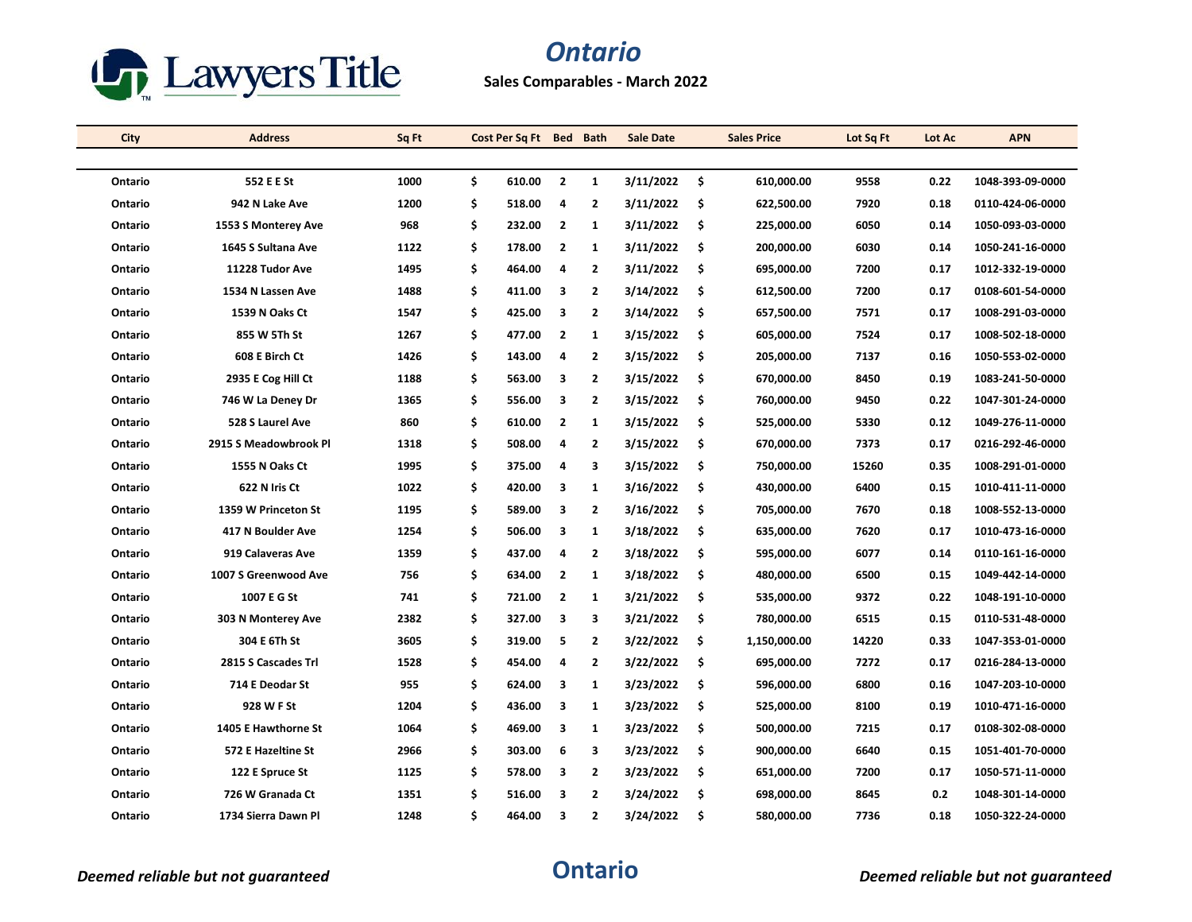# Ontario

**Sales Comparables - March 2022**

| City | Address | Sq Ft | Cost Per Sq Ft | Bed | Bath | Sale Date | Sales Price | Lot Sq Ft | Lot Ac | APN |
|---|---|---|---|---|---|---|---|---|---|---|
| Ontario | 552 E E St | 1000 | $ 610.00 | 2 | 1 | 3/11/2022 | $ 610,000.00 | 9558 | 0.22 | 1048-393-09-0000 |
| Ontario | 942 N Lake Ave | 1200 | $ 518.00 | 4 | 2 | 3/11/2022 | $ 622,500.00 | 7920 | 0.18 | 0110-424-06-0000 |
| Ontario | 1553 S Monterey Ave | 968 | $ 232.00 | 2 | 1 | 3/11/2022 | $ 225,000.00 | 6050 | 0.14 | 1050-093-03-0000 |
| Ontario | 1645 S Sultana Ave | 1122 | $ 178.00 | 2 | 1 | 3/11/2022 | $ 200,000.00 | 6030 | 0.14 | 1050-241-16-0000 |
| Ontario | 11228 Tudor Ave | 1495 | $ 464.00 | 4 | 2 | 3/11/2022 | $ 695,000.00 | 7200 | 0.17 | 1012-332-19-0000 |
| Ontario | 1534 N Lassen Ave | 1488 | $ 411.00 | 3 | 2 | 3/14/2022 | $ 612,500.00 | 7200 | 0.17 | 0108-601-54-0000 |
| Ontario | 1539 N Oaks Ct | 1547 | $ 425.00 | 3 | 2 | 3/14/2022 | $ 657,500.00 | 7571 | 0.17 | 1008-291-03-0000 |
| Ontario | 855 W 5Th St | 1267 | $ 477.00 | 2 | 1 | 3/15/2022 | $ 605,000.00 | 7524 | 0.17 | 1008-502-18-0000 |
| Ontario | 608 E Birch Ct | 1426 | $ 143.00 | 4 | 2 | 3/15/2022 | $ 205,000.00 | 7137 | 0.16 | 1050-553-02-0000 |
| Ontario | 2935 E Cog Hill Ct | 1188 | $ 563.00 | 3 | 2 | 3/15/2022 | $ 670,000.00 | 8450 | 0.19 | 1083-241-50-0000 |
| Ontario | 746 W La Deney Dr | 1365 | $ 556.00 | 3 | 2 | 3/15/2022 | $ 760,000.00 | 9450 | 0.22 | 1047-301-24-0000 |
| Ontario | 528 S Laurel Ave | 860 | $ 610.00 | 2 | 1 | 3/15/2022 | $ 525,000.00 | 5330 | 0.12 | 1049-276-11-0000 |
| Ontario | 2915 S Meadowbrook Pl | 1318 | $ 508.00 | 4 | 2 | 3/15/2022 | $ 670,000.00 | 7373 | 0.17 | 0216-292-46-0000 |
| Ontario | 1555 N Oaks Ct | 1995 | $ 375.00 | 4 | 3 | 3/15/2022 | $ 750,000.00 | 15260 | 0.35 | 1008-291-01-0000 |
| Ontario | 622 N Iris Ct | 1022 | $ 420.00 | 3 | 1 | 3/16/2022 | $ 430,000.00 | 6400 | 0.15 | 1010-411-11-0000 |
| Ontario | 1359 W Princeton St | 1195 | $ 589.00 | 3 | 2 | 3/16/2022 | $ 705,000.00 | 7670 | 0.18 | 1008-552-13-0000 |
| Ontario | 417 N Boulder Ave | 1254 | $ 506.00 | 3 | 1 | 3/18/2022 | $ 635,000.00 | 7620 | 0.17 | 1010-473-16-0000 |
| Ontario | 919 Calaveras Ave | 1359 | $ 437.00 | 4 | 2 | 3/18/2022 | $ 595,000.00 | 6077 | 0.14 | 0110-161-16-0000 |
| Ontario | 1007 S Greenwood Ave | 756 | $ 634.00 | 2 | 1 | 3/18/2022 | $ 480,000.00 | 6500 | 0.15 | 1049-442-14-0000 |
| Ontario | 1007 E G St | 741 | $ 721.00 | 2 | 1 | 3/21/2022 | $ 535,000.00 | 9372 | 0.22 | 1048-191-10-0000 |
| Ontario | 303 N Monterey Ave | 2382 | $ 327.00 | 3 | 3 | 3/21/2022 | $ 780,000.00 | 6515 | 0.15 | 0110-531-48-0000 |
| Ontario | 304 E 6Th St | 3605 | $ 319.00 | 5 | 2 | 3/22/2022 | $ 1,150,000.00 | 14220 | 0.33 | 1047-353-01-0000 |
| Ontario | 2815 S Cascades Trl | 1528 | $ 454.00 | 4 | 2 | 3/22/2022 | $ 695,000.00 | 7272 | 0.17 | 0216-284-13-0000 |
| Ontario | 714 E Deodar St | 955 | $ 624.00 | 3 | 1 | 3/23/2022 | $ 596,000.00 | 6800 | 0.16 | 1047-203-10-0000 |
| Ontario | 928 W F St | 1204 | $ 436.00 | 3 | 1 | 3/23/2022 | $ 525,000.00 | 8100 | 0.19 | 1010-471-16-0000 |
| Ontario | 1405 E Hawthorne St | 1064 | $ 469.00 | 3 | 1 | 3/23/2022 | $ 500,000.00 | 7215 | 0.17 | 0108-302-08-0000 |
| Ontario | 572 E Hazeltine St | 2966 | $ 303.00 | 6 | 3 | 3/23/2022 | $ 900,000.00 | 6640 | 0.15 | 1051-401-70-0000 |
| Ontario | 122 E Spruce St | 1125 | $ 578.00 | 3 | 2 | 3/23/2022 | $ 651,000.00 | 7200 | 0.17 | 1050-571-11-0000 |
| Ontario | 726 W Granada Ct | 1351 | $ 516.00 | 3 | 2 | 3/24/2022 | $ 698,000.00 | 8645 | 0.2 | 1048-301-14-0000 |
| Ontario | 1734 Sierra Dawn Pl | 1248 | $ 464.00 | 3 | 2 | 3/24/2022 | $ 580,000.00 | 7736 | 0.18 | 1050-322-24-0000 |

*Deemed reliable but not guaranteed*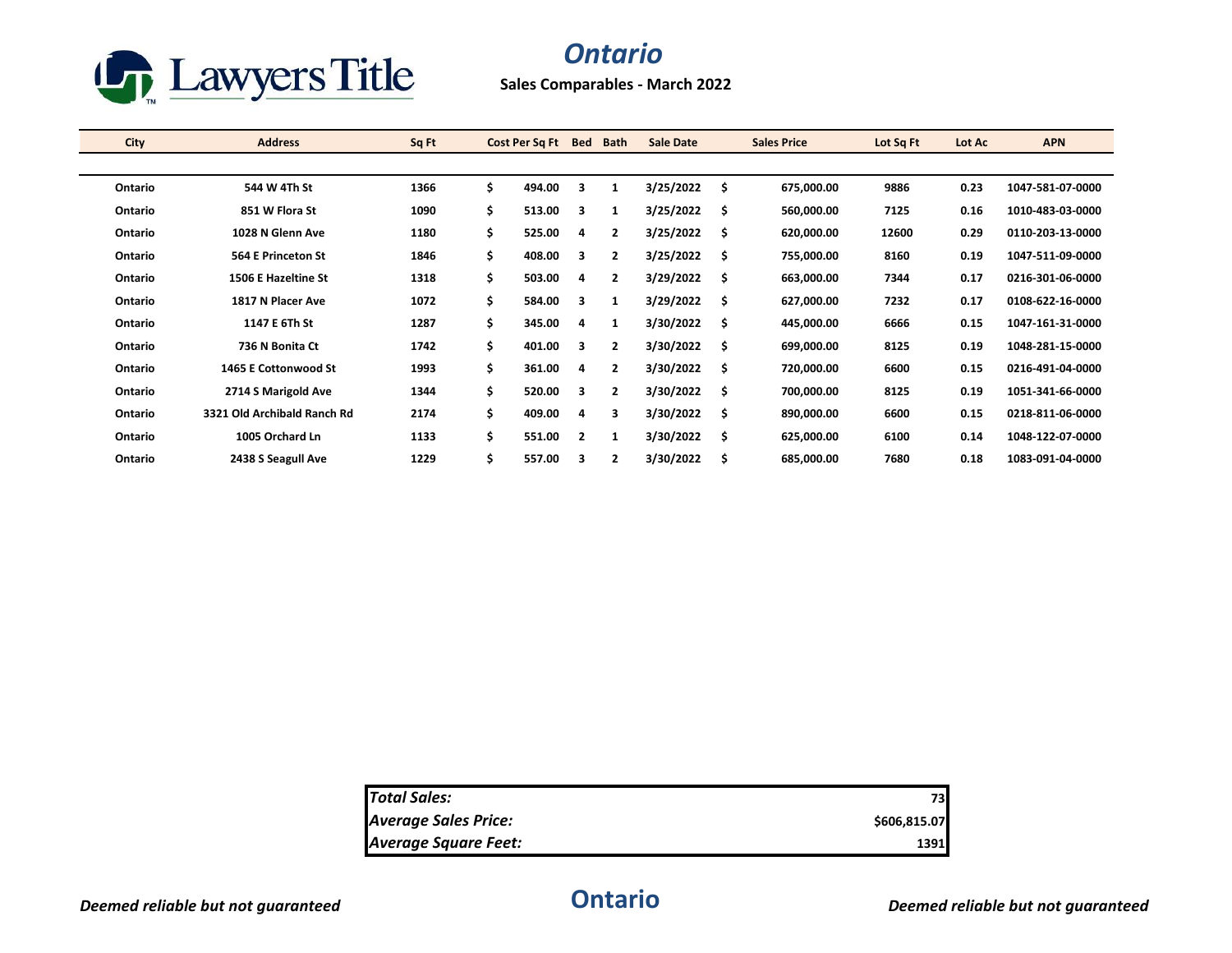Lawyers Title

# Ontario

**Sales Comparables - March 2022**

| City | Address | Sq Ft | Cost Per Sq Ft | Bed | Bath | Sale Date | Sales Price | Lot Sq Ft | Lot Ac | APN |
|---|---|---|---|---|---|---|---|---|---|---|
| Ontario | 544 W 4Th St | 1366 | $ 494.00 | 3 | 1 | 3/25/2022 | $ 675,000.00 | 9886 | 0.23 | 1047-581-07-0000 |
| Ontario | 851 W Flora St | 1090 | $ 513.00 | 3 | 1 | 3/25/2022 | $ 560,000.00 | 7125 | 0.16 | 1010-483-03-0000 |
| Ontario | 1028 N Glenn Ave | 1180 | $ 525.00 | 4 | 2 | 3/25/2022 | $ 620,000.00 | 12600 | 0.29 | 0110-203-13-0000 |
| Ontario | 564 E Princeton St | 1846 | $ 408.00 | 3 | 2 | 3/25/2022 | $ 755,000.00 | 8160 | 0.19 | 1047-511-09-0000 |
| Ontario | 1506 E Hazeltine St | 1318 | $ 503.00 | 4 | 2 | 3/29/2022 | $ 663,000.00 | 7344 | 0.17 | 0216-301-06-0000 |
| Ontario | 1817 N Placer Ave | 1072 | $ 584.00 | 3 | 1 | 3/29/2022 | $ 627,000.00 | 7232 | 0.17 | 0108-622-16-0000 |
| Ontario | 1147 E 6Th St | 1287 | $ 345.00 | 4 | 1 | 3/30/2022 | $ 445,000.00 | 6666 | 0.15 | 1047-161-31-0000 |
| Ontario | 736 N Bonita Ct | 1742 | $ 401.00 | 3 | 2 | 3/30/2022 | $ 699,000.00 | 8125 | 0.19 | 1048-281-15-0000 |
| Ontario | 1465 E Cottonwood St | 1993 | $ 361.00 | 4 | 2 | 3/30/2022 | $ 720,000.00 | 6600 | 0.15 | 0216-491-04-0000 |
| Ontario | 2714 S Marigold Ave | 1344 | $ 520.00 | 3 | 2 | 3/30/2022 | $ 700,000.00 | 8125 | 0.19 | 1051-341-66-0000 |
| Ontario | 3321 Old Archibald Ranch Rd | 2174 | $ 409.00 | 4 | 3 | 3/30/2022 | $ 890,000.00 | 6600 | 0.15 | 0218-811-06-0000 |
| Ontario | 1005 Orchard Ln | 1133 | $ 551.00 | 2 | 1 | 3/30/2022 | $ 625,000.00 | 6100 | 0.14 | 1048-122-07-0000 |
| Ontario | 2438 S Seagull Ave | 1229 | $ 557.00 | 3 | 2 | 3/30/2022 | $ 685,000.00 | 7680 | 0.18 | 1083-091-04-0000 |

| | |
|---|---|
| *Total Sales:* | 73 |
| *Average Sales Price:* | $606,815.07 |
| *Average Square Feet:* | 1391 |

*Deemed reliable but not guaranteed* **Ontario** *Deemed reliable but not guaranteed*